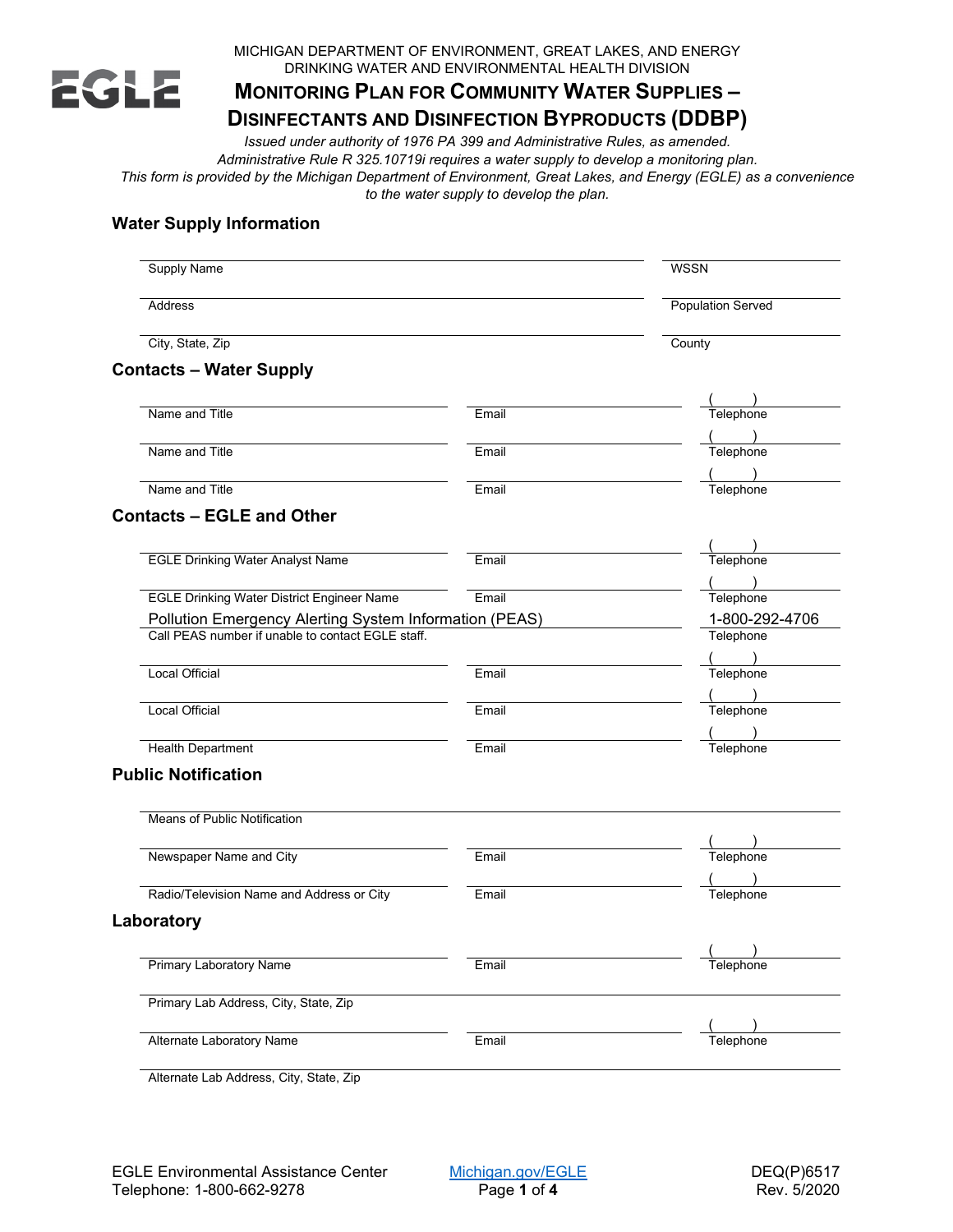MICHIGAN DEPARTMENT OF ENVIRONMENT, GREAT LAKES, AND ENERGY
DRINKING WATER AND ENVIRONMENTAL HEALTH DIVISION

# MONITORING PLAN FOR COMMUNITY WATER SUPPLIES – DISINFECTANTS AND DISINFECTION BYPRODUCTS (DDBP)

*Issued under authority of 1976 PA 399 and Administrative Rules, as amended.*
*Administrative Rule R 325.10719i requires a water supply to develop a monitoring plan.*
*This form is provided by the Michigan Department of Environment, Great Lakes, and Energy (EGLE) as a convenience to the water supply to develop the plan.*

## Water Supply Information

| | |
|---|---|
| Supply Name | WSSN |
| Address | Population Served |
| City, State, Zip | County |

## Contacts – Water Supply

| | | |
|---|---|---|
| Name and Title | Email | ( ) Telephone |
| Name and Title | Email | ( ) Telephone |
| Name and Title | Email | ( ) Telephone |

## Contacts – EGLE and Other

| | | |
|---|---|---|
| EGLE Drinking Water Analyst Name | Email | ( ) Telephone |
| EGLE Drinking Water District Engineer Name | Email | ( ) Telephone |
| Pollution Emergency Alerting System Information (PEAS)<br>Call PEAS number if unable to contact EGLE staff. | | 1-800-292-4706<br>Telephone |
| Local Official | Email | ( ) Telephone |
| Local Official | Email | ( ) Telephone |
| Health Department | Email | ( ) Telephone |

## Public Notification

| | | |
|---|---|---|
| Means of Public Notification | | |
| Newspaper Name and City | Email | ( ) Telephone |
| Radio/Television Name and Address or City | Email | ( ) Telephone |

## Laboratory

| | | |
|---|---|---|
| Primary Laboratory Name | Email | ( ) Telephone |
| Primary Lab Address, City, State, Zip | | |
| Alternate Laboratory Name | Email | ( ) Telephone |
| Alternate Lab Address, City, State, Zip | | |

EGLE Environmental Assistance Center
Telephone: 1-800-662-9278

Michigan.gov/EGLE

DEQ(P)6517
Rev. 5/2020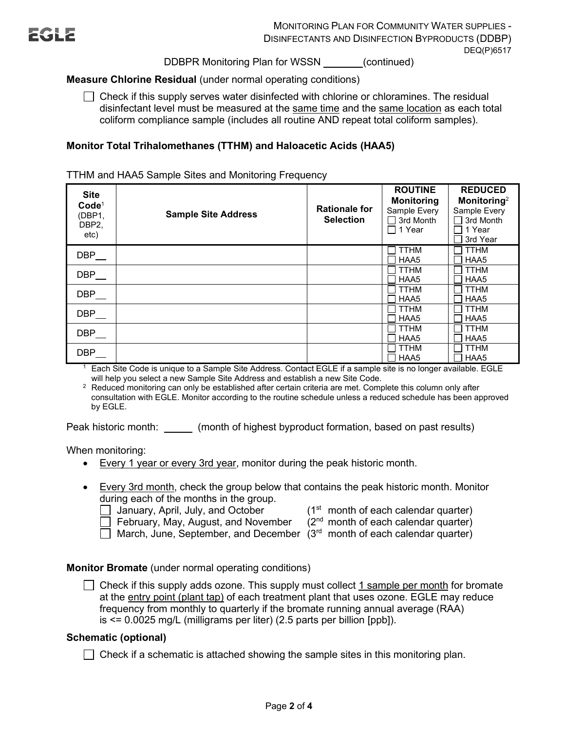DDBPR Monitoring Plan for WSSN _______ (continued)

**Measure Chlorine Residual** (under normal operating conditions)

☐ Check if this supply serves water disinfected with chlorine or chloramines. The residual disinfectant level must be measured at the same time and the same location as each total coliform compliance sample (includes all routine AND repeat total coliform samples).

**Monitor Total Trihalomethanes (TTHM) and Haloacetic Acids (HAA5)**

TTHM and HAA5 Sample Sites and Monitoring Frequency

| Site Code[1] (DBP1, DBP2, etc) | Sample Site Address | Rationale for Selection | ROUTINE Monitoring Sample Every ☐ 3rd Month ☐ 1 Year | REDUCED Monitoring[2] Sample Every ☐ 3rd Month ☐ 1 Year ☐ 3rd Year |
|---|---|---|---|---|
| DBP__ | | | ☐ TTHM ☐ HAA5 | ☐ TTHM ☐ HAA5 |
| DBP__ | | | ☐ TTHM ☐ HAA5 | ☐ TTHM ☐ HAA5 |
| DBP__ | | | ☐ TTHM ☐ HAA5 | ☐ TTHM ☐ HAA5 |
| DBP__ | | | ☐ TTHM ☐ HAA5 | ☐ TTHM ☐ HAA5 |
| DBP__ | | | ☐ TTHM ☐ HAA5 | ☐ TTHM ☐ HAA5 |
| DBP__ | | | ☐ TTHM ☐ HAA5 | ☐ TTHM ☐ HAA5 |

[1] Each Site Code is unique to a Sample Site Address. Contact EGLE if a sample site is no longer available. EGLE will help you select a new Sample Site Address and establish a new Site Code.

[2] Reduced monitoring can only be established after certain criteria are met. Complete this column only after consultation with EGLE. Monitor according to the routine schedule unless a reduced schedule has been approved by EGLE.

Peak historic month: _____ (month of highest byproduct formation, based on past results)

When monitoring:

- Every 1 year or every 3rd year, monitor during the peak historic month.
- Every 3rd month, check the group below that contains the peak historic month. Monitor during each of the months in the group.
  - ☐ January, April, July, and October (1st month of each calendar quarter)
  - ☐ February, May, August, and November (2nd month of each calendar quarter)
  - ☐ March, June, September, and December (3rd month of each calendar quarter)

**Monitor Bromate** (under normal operating conditions)

☐ Check if this supply adds ozone. This supply must collect 1 sample per month for bromate at the entry point (plant tap) of each treatment plant that uses ozone. EGLE may reduce frequency from monthly to quarterly if the bromate running annual average (RAA) is <= 0.0025 mg/L (milligrams per liter) (2.5 parts per billion [ppb]).

**Schematic (optional)**

☐ Check if a schematic is attached showing the sample sites in this monitoring plan.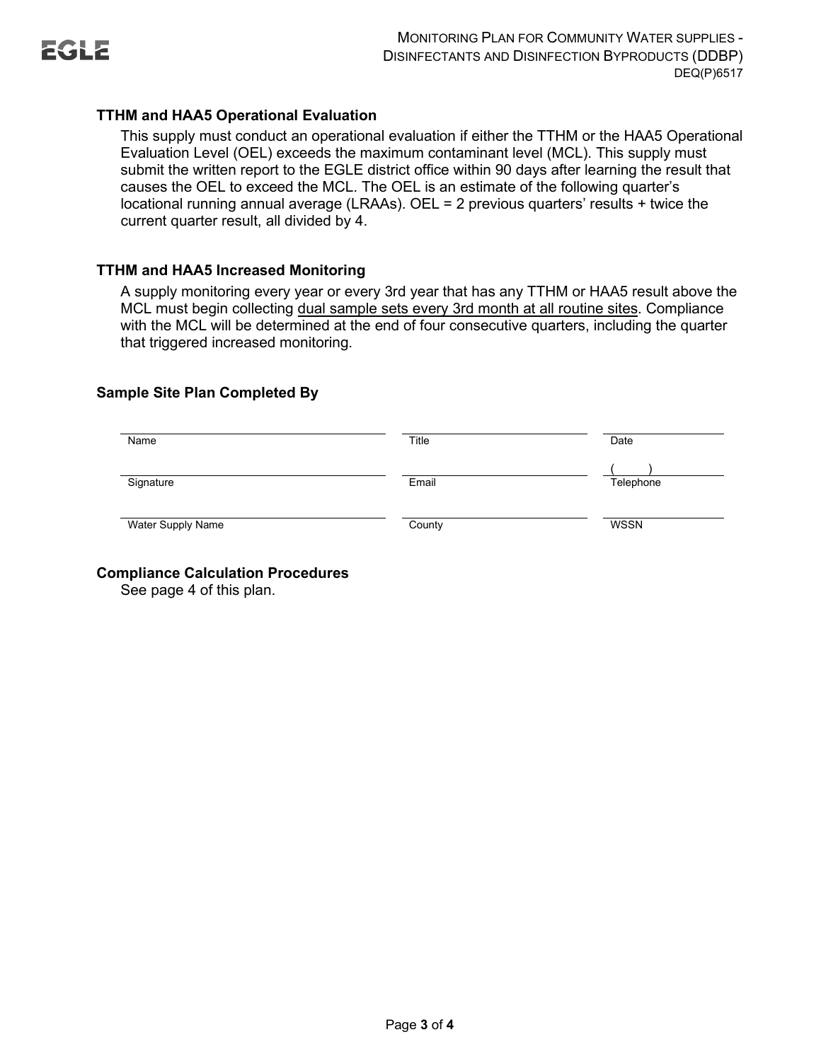### TTHM and HAA5 Operational Evaluation

This supply must conduct an operational evaluation if either the TTHM or the HAA5 Operational Evaluation Level (OEL) exceeds the maximum contaminant level (MCL). This supply must submit the written report to the EGLE district office within 90 days after learning the result that causes the OEL to exceed the MCL. The OEL is an estimate of the following quarter's locational running annual average (LRAAs). OEL = 2 previous quarters' results + twice the current quarter result, all divided by 4.

### TTHM and HAA5 Increased Monitoring

A supply monitoring every year or every 3rd year that has any TTHM or HAA5 result above the MCL must begin collecting <u>dual sample sets every 3rd month at all routine sites</u>. Compliance with the MCL will be determined at the end of four consecutive quarters, including the quarter that triggered increased monitoring.

### Sample Site Plan Completed By

| | | |
|---|---|---|
| Name | Title | Date |
| Signature | Email | (     ) Telephone |
| Water Supply Name | County | WSSN |

### Compliance Calculation Procedures

See page 4 of this plan.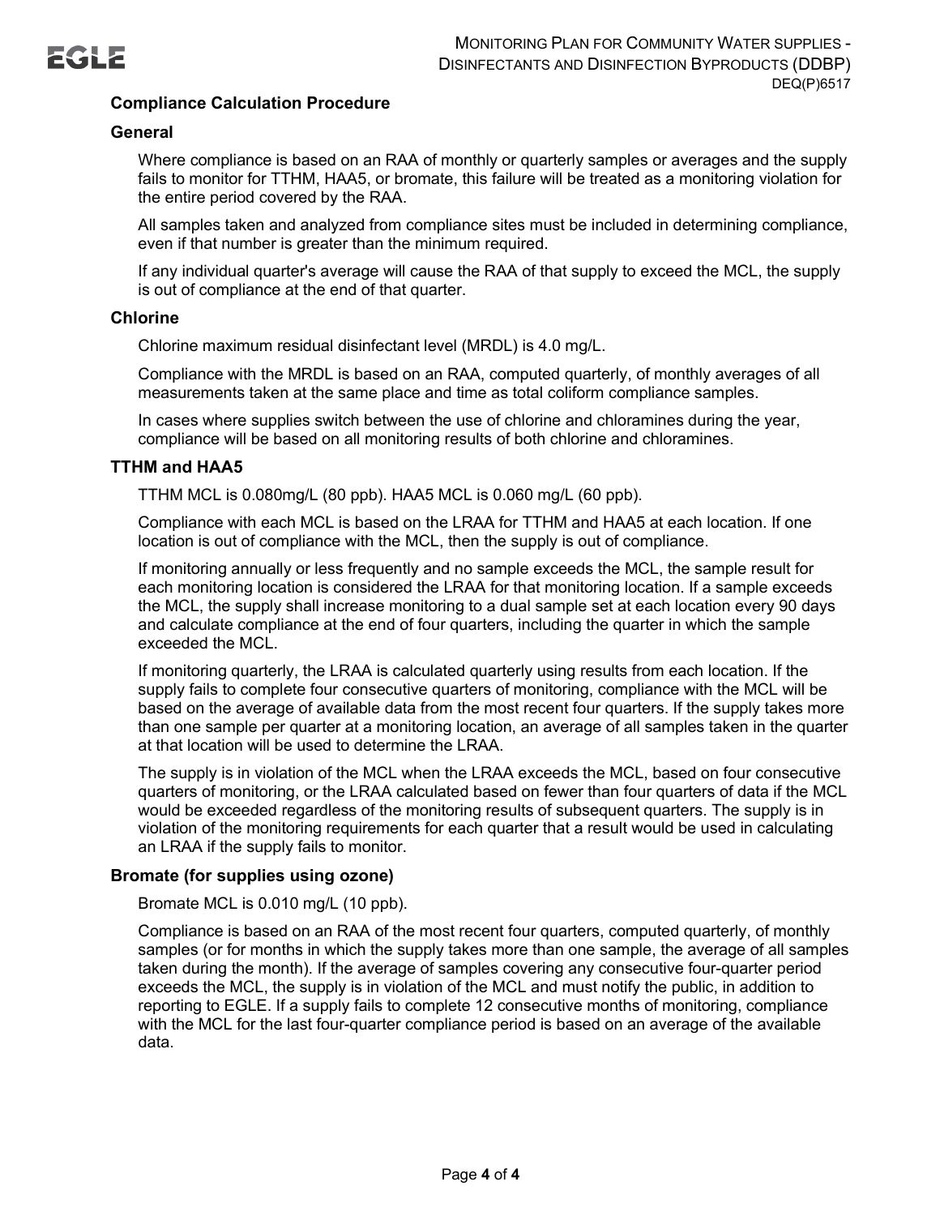### Compliance Calculation Procedure

#### General

Where compliance is based on an RAA of monthly or quarterly samples or averages and the supply fails to monitor for TTHM, HAA5, or bromate, this failure will be treated as a monitoring violation for the entire period covered by the RAA.

All samples taken and analyzed from compliance sites must be included in determining compliance, even if that number is greater than the minimum required.

If any individual quarter's average will cause the RAA of that supply to exceed the MCL, the supply is out of compliance at the end of that quarter.

#### Chlorine

Chlorine maximum residual disinfectant level (MRDL) is 4.0 mg/L.

Compliance with the MRDL is based on an RAA, computed quarterly, of monthly averages of all measurements taken at the same place and time as total coliform compliance samples.

In cases where supplies switch between the use of chlorine and chloramines during the year, compliance will be based on all monitoring results of both chlorine and chloramines.

#### TTHM and HAA5

TTHM MCL is 0.080mg/L (80 ppb). HAA5 MCL is 0.060 mg/L (60 ppb).

Compliance with each MCL is based on the LRAA for TTHM and HAA5 at each location. If one location is out of compliance with the MCL, then the supply is out of compliance.

If monitoring annually or less frequently and no sample exceeds the MCL, the sample result for each monitoring location is considered the LRAA for that monitoring location. If a sample exceeds the MCL, the supply shall increase monitoring to a dual sample set at each location every 90 days and calculate compliance at the end of four quarters, including the quarter in which the sample exceeded the MCL.

If monitoring quarterly, the LRAA is calculated quarterly using results from each location. If the supply fails to complete four consecutive quarters of monitoring, compliance with the MCL will be based on the average of available data from the most recent four quarters. If the supply takes more than one sample per quarter at a monitoring location, an average of all samples taken in the quarter at that location will be used to determine the LRAA.

The supply is in violation of the MCL when the LRAA exceeds the MCL, based on four consecutive quarters of monitoring, or the LRAA calculated based on fewer than four quarters of data if the MCL would be exceeded regardless of the monitoring results of subsequent quarters. The supply is in violation of the monitoring requirements for each quarter that a result would be used in calculating an LRAA if the supply fails to monitor.

#### Bromate (for supplies using ozone)

Bromate MCL is 0.010 mg/L (10 ppb).

Compliance is based on an RAA of the most recent four quarters, computed quarterly, of monthly samples (or for months in which the supply takes more than one sample, the average of all samples taken during the month). If the average of samples covering any consecutive four-quarter period exceeds the MCL, the supply is in violation of the MCL and must notify the public, in addition to reporting to EGLE. If a supply fails to complete 12 consecutive months of monitoring, compliance with the MCL for the last four-quarter compliance period is based on an average of the available data.